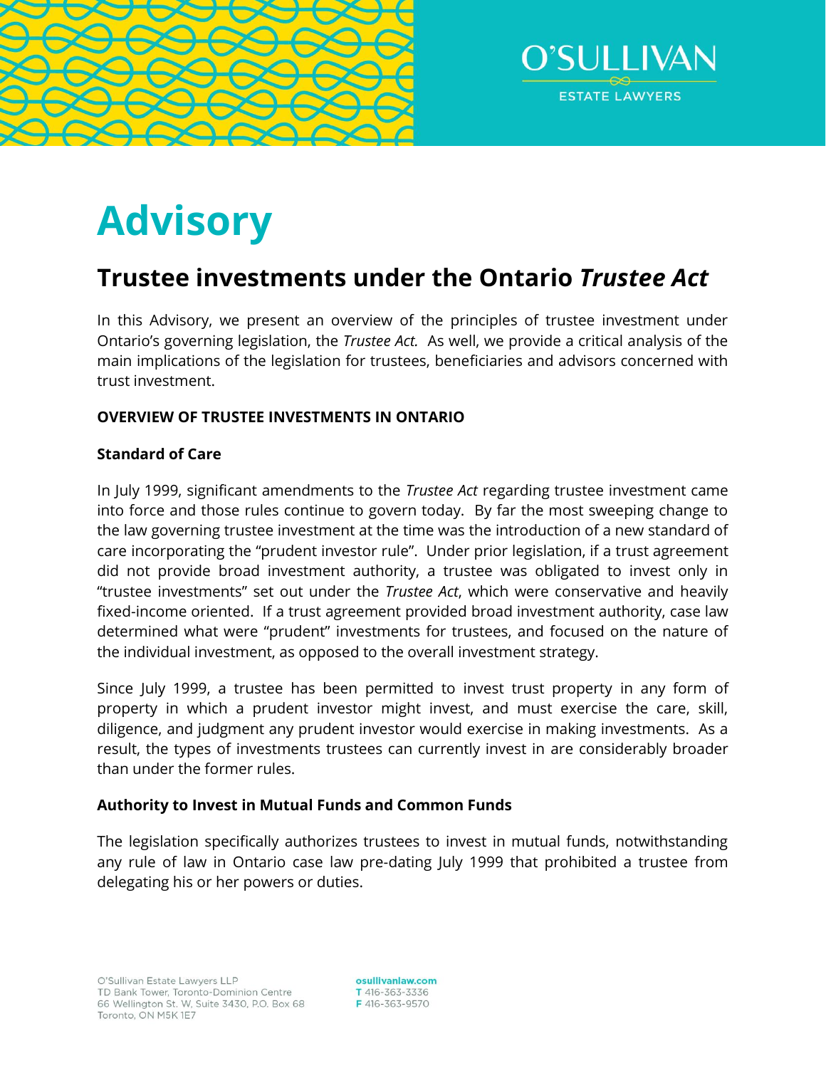# Advisory

## Trustee investments under the Ontario *Trustee Act*

In this Advisory, we present an overview of the principles of trustee investment under Ontario's governing legislation, the *Trustee Act.* As well, we provide a critical analysis of the main implications of the legislation for trustees, beneficiaries and advisors concerned with trust investment.

**OVERVIEW OF TRUSTEE INVESTMENTS IN ONTARIO**

**Standard of Care**

In July 1999, significant amendments to the *Trustee Act* regarding trustee investment came into force and those rules continue to govern today. By far the most sweeping change to the law governing trustee investment at the time was the introduction of a new standard of care incorporating the "prudent investor rule". Under prior legislation, if a trust agreement did not provide broad investment authority, a trustee was obligated to invest only in "trustee investments" set out under the *Trustee Act*, which were conservative and heavily fixed-income oriented. If a trust agreement provided broad investment authority, case law determined what were "prudent" investments for trustees, and focused on the nature of the individual investment, as opposed to the overall investment strategy.

Since July 1999, a trustee has been permitted to invest trust property in any form of property in which a prudent investor might invest, and must exercise the care, skill, diligence, and judgment any prudent investor would exercise in making investments. As a result, the types of investments trustees can currently invest in are considerably broader than under the former rules.

**Authority to Invest in Mutual Funds and Common Funds**

The legislation specifically authorizes trustees to invest in mutual funds, notwithstanding any rule of law in Ontario case law pre-dating July 1999 that prohibited a trustee from delegating his or her powers or duties.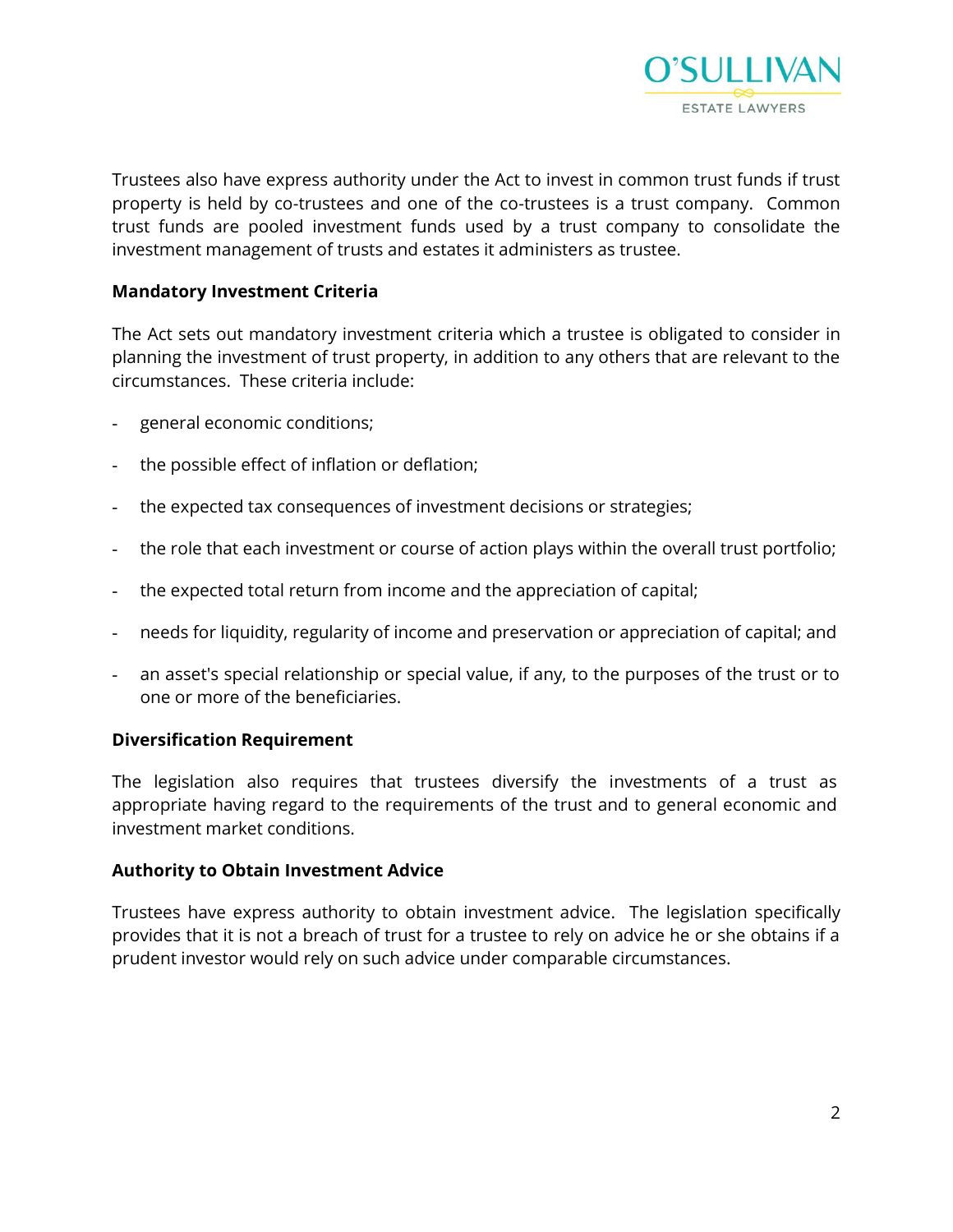Trustees also have express authority under the Act to invest in common trust funds if trust property is held by co-trustees and one of the co-trustees is a trust company. Common trust funds are pooled investment funds used by a trust company to consolidate the investment management of trusts and estates it administers as trustee.

**Mandatory Investment Criteria**

The Act sets out mandatory investment criteria which a trustee is obligated to consider in planning the investment of trust property, in addition to any others that are relevant to the circumstances. These criteria include:

- general economic conditions;
- the possible effect of inflation or deflation;
- the expected tax consequences of investment decisions or strategies;
- the role that each investment or course of action plays within the overall trust portfolio;
- the expected total return from income and the appreciation of capital;
- needs for liquidity, regularity of income and preservation or appreciation of capital; and
- an asset's special relationship or special value, if any, to the purposes of the trust or to one or more of the beneficiaries.

**Diversification Requirement**

The legislation also requires that trustees diversify the investments of a trust as appropriate having regard to the requirements of the trust and to general economic and investment market conditions.

**Authority to Obtain Investment Advice**

Trustees have express authority to obtain investment advice. The legislation specifically provides that it is not a breach of trust for a trustee to rely on advice he or she obtains if a prudent investor would rely on such advice under comparable circumstances.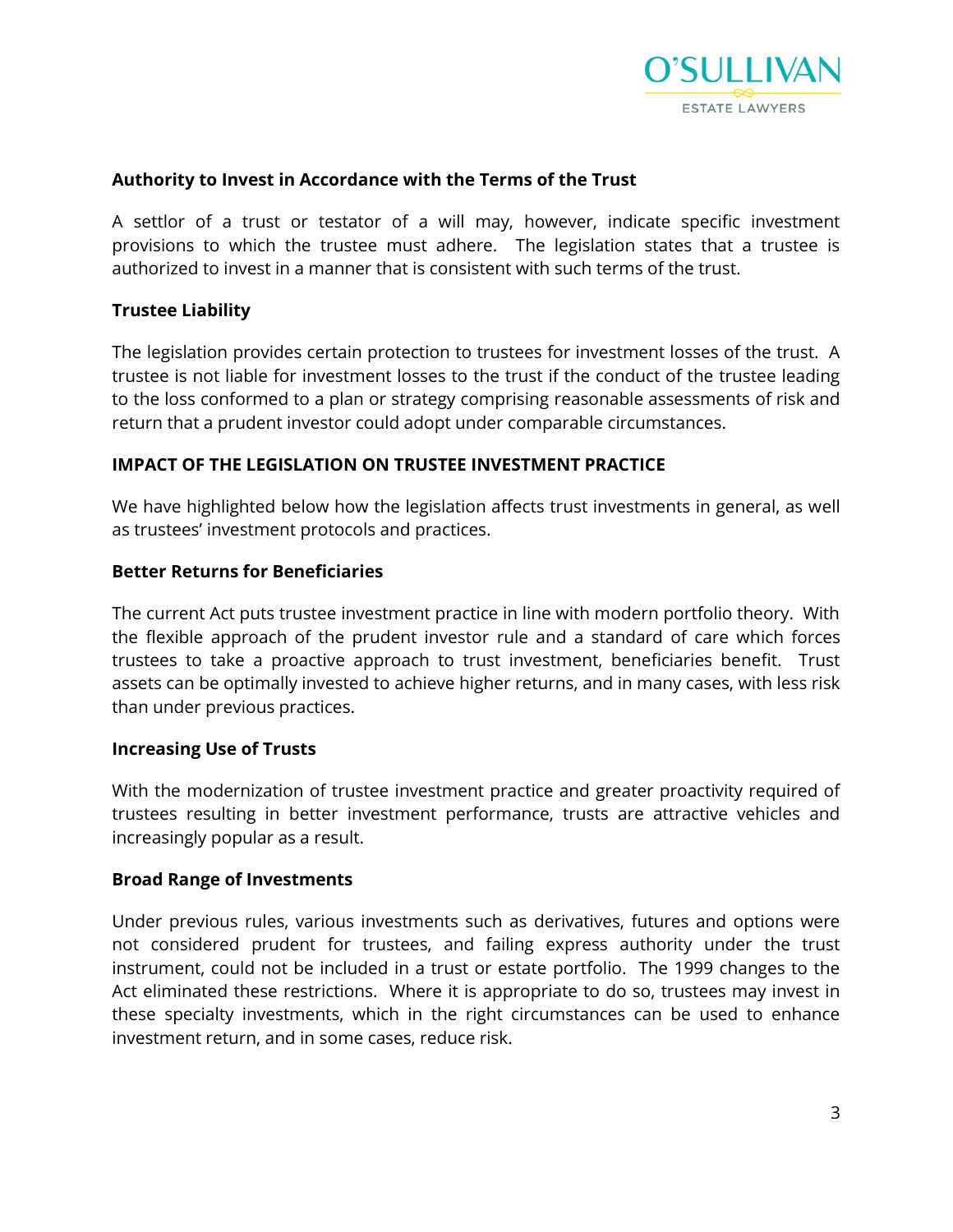### Authority to Invest in Accordance with the Terms of the Trust

A settlor of a trust or testator of a will may, however, indicate specific investment provisions to which the trustee must adhere. The legislation states that a trustee is authorized to invest in a manner that is consistent with such terms of the trust.

### Trustee Liability

The legislation provides certain protection to trustees for investment losses of the trust. A trustee is not liable for investment losses to the trust if the conduct of the trustee leading to the loss conformed to a plan or strategy comprising reasonable assessments of risk and return that a prudent investor could adopt under comparable circumstances.

## IMPACT OF THE LEGISLATION ON TRUSTEE INVESTMENT PRACTICE

We have highlighted below how the legislation affects trust investments in general, as well as trustees' investment protocols and practices.

### Better Returns for Beneficiaries

The current Act puts trustee investment practice in line with modern portfolio theory. With the flexible approach of the prudent investor rule and a standard of care which forces trustees to take a proactive approach to trust investment, beneficiaries benefit. Trust assets can be optimally invested to achieve higher returns, and in many cases, with less risk than under previous practices.

### Increasing Use of Trusts

With the modernization of trustee investment practice and greater proactivity required of trustees resulting in better investment performance, trusts are attractive vehicles and increasingly popular as a result.

### Broad Range of Investments

Under previous rules, various investments such as derivatives, futures and options were not considered prudent for trustees, and failing express authority under the trust instrument, could not be included in a trust or estate portfolio. The 1999 changes to the Act eliminated these restrictions. Where it is appropriate to do so, trustees may invest in these specialty investments, which in the right circumstances can be used to enhance investment return, and in some cases, reduce risk.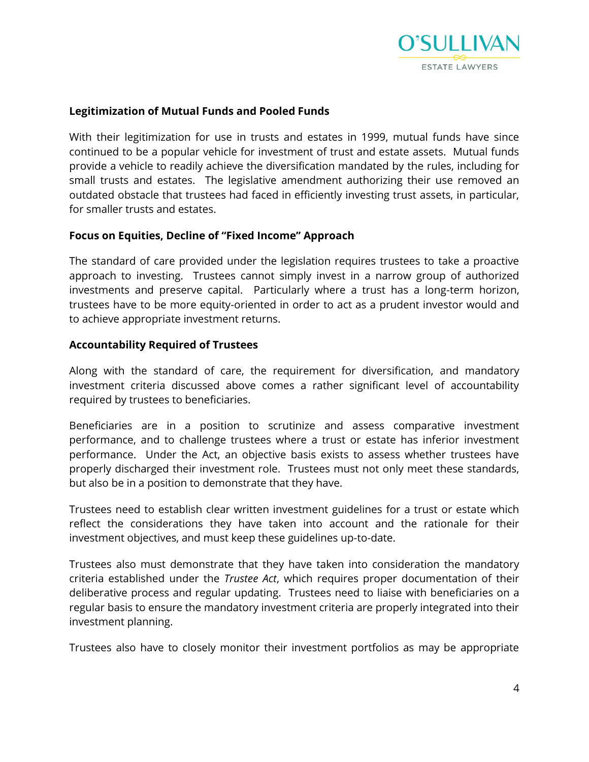**Legitimization of Mutual Funds and Pooled Funds**

With their legitimization for use in trusts and estates in 1999, mutual funds have since continued to be a popular vehicle for investment of trust and estate assets. Mutual funds provide a vehicle to readily achieve the diversification mandated by the rules, including for small trusts and estates. The legislative amendment authorizing their use removed an outdated obstacle that trustees had faced in efficiently investing trust assets, in particular, for smaller trusts and estates.

**Focus on Equities, Decline of "Fixed Income" Approach**

The standard of care provided under the legislation requires trustees to take a proactive approach to investing. Trustees cannot simply invest in a narrow group of authorized investments and preserve capital. Particularly where a trust has a long-term horizon, trustees have to be more equity-oriented in order to act as a prudent investor would and to achieve appropriate investment returns.

**Accountability Required of Trustees**

Along with the standard of care, the requirement for diversification, and mandatory investment criteria discussed above comes a rather significant level of accountability required by trustees to beneficiaries.

Beneficiaries are in a position to scrutinize and assess comparative investment performance, and to challenge trustees where a trust or estate has inferior investment performance. Under the Act, an objective basis exists to assess whether trustees have properly discharged their investment role. Trustees must not only meet these standards, but also be in a position to demonstrate that they have.

Trustees need to establish clear written investment guidelines for a trust or estate which reflect the considerations they have taken into account and the rationale for their investment objectives, and must keep these guidelines up-to-date.

Trustees also must demonstrate that they have taken into consideration the mandatory criteria established under the *Trustee Act*, which requires proper documentation of their deliberative process and regular updating. Trustees need to liaise with beneficiaries on a regular basis to ensure the mandatory investment criteria are properly integrated into their investment planning.

Trustees also have to closely monitor their investment portfolios as may be appropriate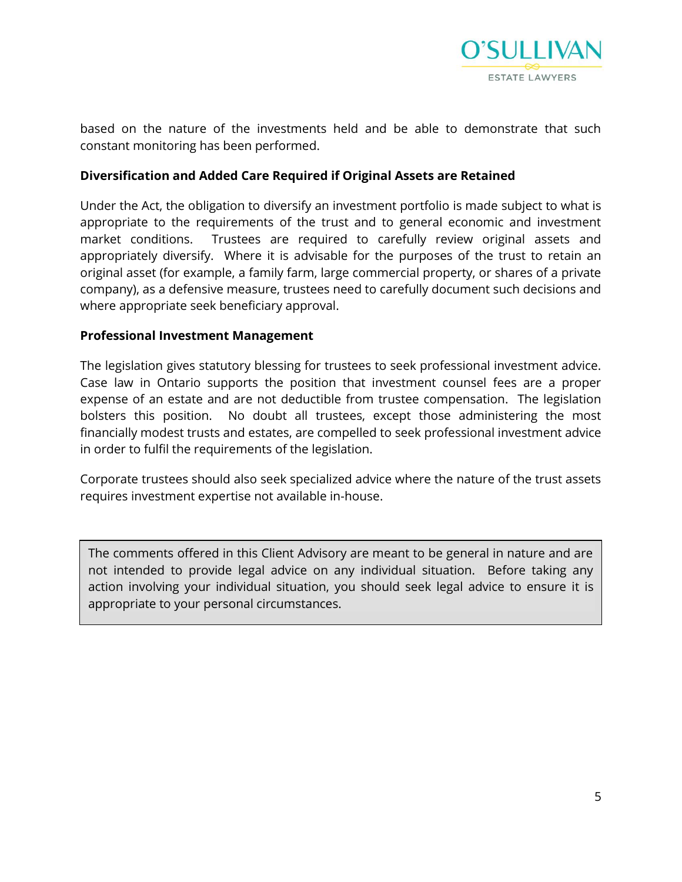based on the nature of the investments held and be able to demonstrate that such constant monitoring has been performed.

**Diversification and Added Care Required if Original Assets are Retained**

Under the Act, the obligation to diversify an investment portfolio is made subject to what is appropriate to the requirements of the trust and to general economic and investment market conditions. Trustees are required to carefully review original assets and appropriately diversify. Where it is advisable for the purposes of the trust to retain an original asset (for example, a family farm, large commercial property, or shares of a private company), as a defensive measure, trustees need to carefully document such decisions and where appropriate seek beneficiary approval.

**Professional Investment Management**

The legislation gives statutory blessing for trustees to seek professional investment advice. Case law in Ontario supports the position that investment counsel fees are a proper expense of an estate and are not deductible from trustee compensation. The legislation bolsters this position. No doubt all trustees, except those administering the most financially modest trusts and estates, are compelled to seek professional investment advice in order to fulfil the requirements of the legislation.

Corporate trustees should also seek specialized advice where the nature of the trust assets requires investment expertise not available in-house.

> The comments offered in this Client Advisory are meant to be general in nature and are not intended to provide legal advice on any individual situation. Before taking any action involving your individual situation, you should seek legal advice to ensure it is appropriate to your personal circumstances.